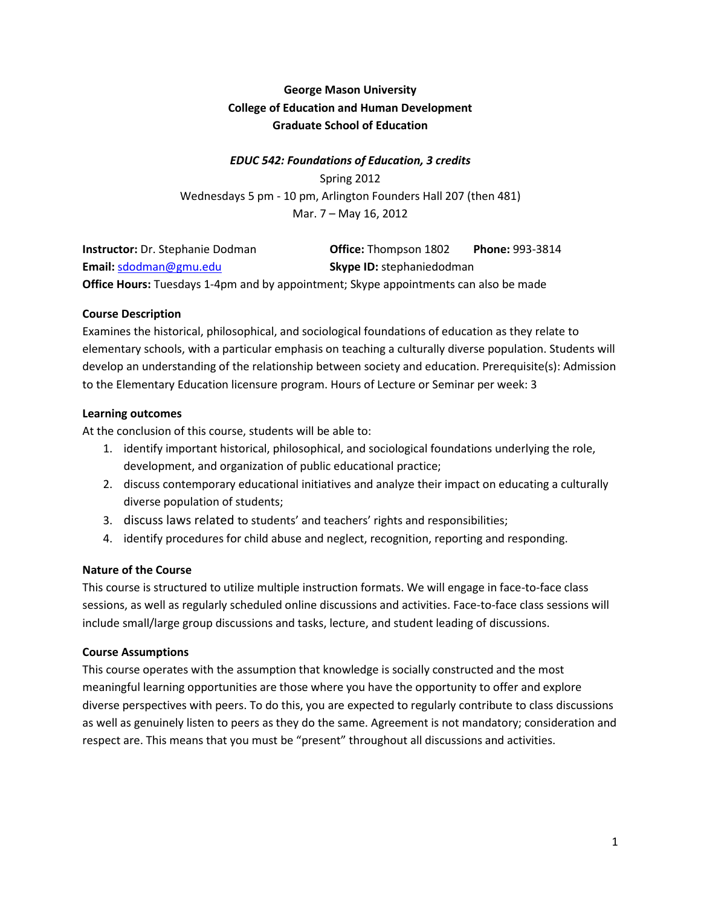**George Mason University**
**College of Education and Human Development**
**Graduate School of Education**

***EDUC 542: Foundations of Education, 3 credits***

Spring 2012
Wednesdays 5 pm - 10 pm, Arlington Founders Hall 207 (then 481)
Mar. 7 – May 16, 2012

**Instructor:** Dr. Stephanie Dodman **Office:** Thompson 1802 **Phone:** 993-3814
**Email:** sdodman@gmu.edu **Skype ID:** stephaniedodman
**Office Hours:** Tuesdays 1-4pm and by appointment; Skype appointments can also be made

**Course Description**

Examines the historical, philosophical, and sociological foundations of education as they relate to elementary schools, with a particular emphasis on teaching a culturally diverse population. Students will develop an understanding of the relationship between society and education. Prerequisite(s): Admission to the Elementary Education licensure program. Hours of Lecture or Seminar per week: 3

**Learning outcomes**

At the conclusion of this course, students will be able to:

1. identify important historical, philosophical, and sociological foundations underlying the role, development, and organization of public educational practice;
2. discuss contemporary educational initiatives and analyze their impact on educating a culturally diverse population of students;
3. discuss laws related to students' and teachers' rights and responsibilities;
4. identify procedures for child abuse and neglect, recognition, reporting and responding.

**Nature of the Course**

This course is structured to utilize multiple instruction formats. We will engage in face-to-face class sessions, as well as regularly scheduled online discussions and activities. Face-to-face class sessions will include small/large group discussions and tasks, lecture, and student leading of discussions.

**Course Assumptions**

This course operates with the assumption that knowledge is socially constructed and the most meaningful learning opportunities are those where you have the opportunity to offer and explore diverse perspectives with peers. To do this, you are expected to regularly contribute to class discussions as well as genuinely listen to peers as they do the same. Agreement is not mandatory; consideration and respect are. This means that you must be "present" throughout all discussions and activities.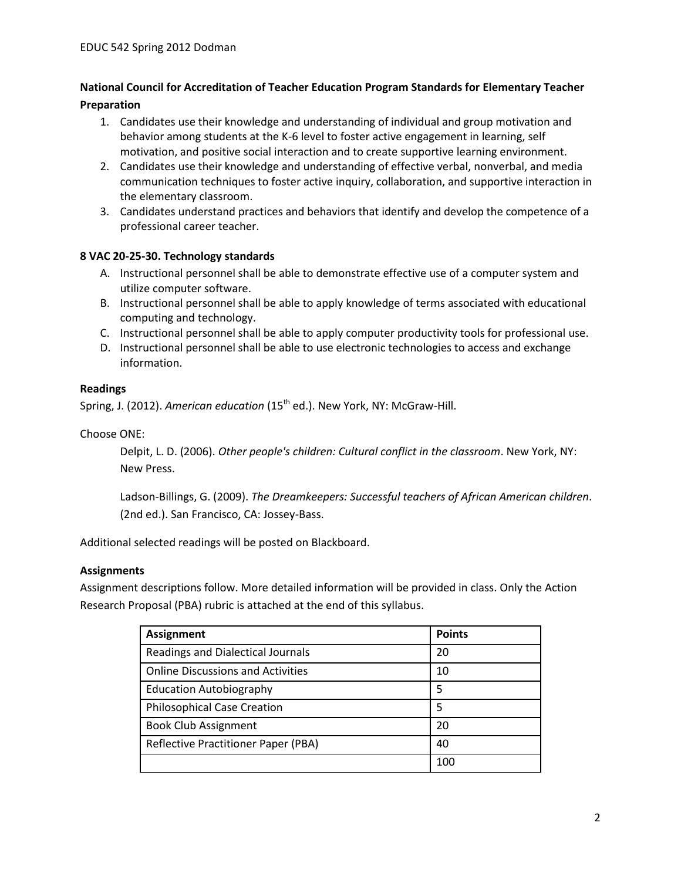**National Council for Accreditation of Teacher Education Program Standards for Elementary Teacher Preparation**

1. Candidates use their knowledge and understanding of individual and group motivation and behavior among students at the K-6 level to foster active engagement in learning, self motivation, and positive social interaction and to create supportive learning environment.
2. Candidates use their knowledge and understanding of effective verbal, nonverbal, and media communication techniques to foster active inquiry, collaboration, and supportive interaction in the elementary classroom.
3. Candidates understand practices and behaviors that identify and develop the competence of a professional career teacher.

**8 VAC 20-25-30. Technology standards**

A. Instructional personnel shall be able to demonstrate effective use of a computer system and utilize computer software.
B. Instructional personnel shall be able to apply knowledge of terms associated with educational computing and technology.
C. Instructional personnel shall be able to apply computer productivity tools for professional use.
D. Instructional personnel shall be able to use electronic technologies to access and exchange information.

**Readings**

Spring, J. (2012). *American education* (15th ed.). New York, NY: McGraw-Hill.

Choose ONE:

Delpit, L. D. (2006). *Other people's children: Cultural conflict in the classroom*. New York, NY: New Press.

Ladson-Billings, G. (2009). *The Dreamkeepers: Successful teachers of African American children*. (2nd ed.). San Francisco, CA: Jossey-Bass.

Additional selected readings will be posted on Blackboard.

**Assignments**

Assignment descriptions follow. More detailed information will be provided in class. Only the Action Research Proposal (PBA) rubric is attached at the end of this syllabus.

| Assignment | Points |
|---|---|
| Readings and Dialectical Journals | 20 |
| Online Discussions and Activities | 10 |
| Education Autobiography | 5 |
| Philosophical Case Creation | 5 |
| Book Club Assignment | 20 |
| Reflective Practitioner Paper (PBA) | 40 |
| | 100 |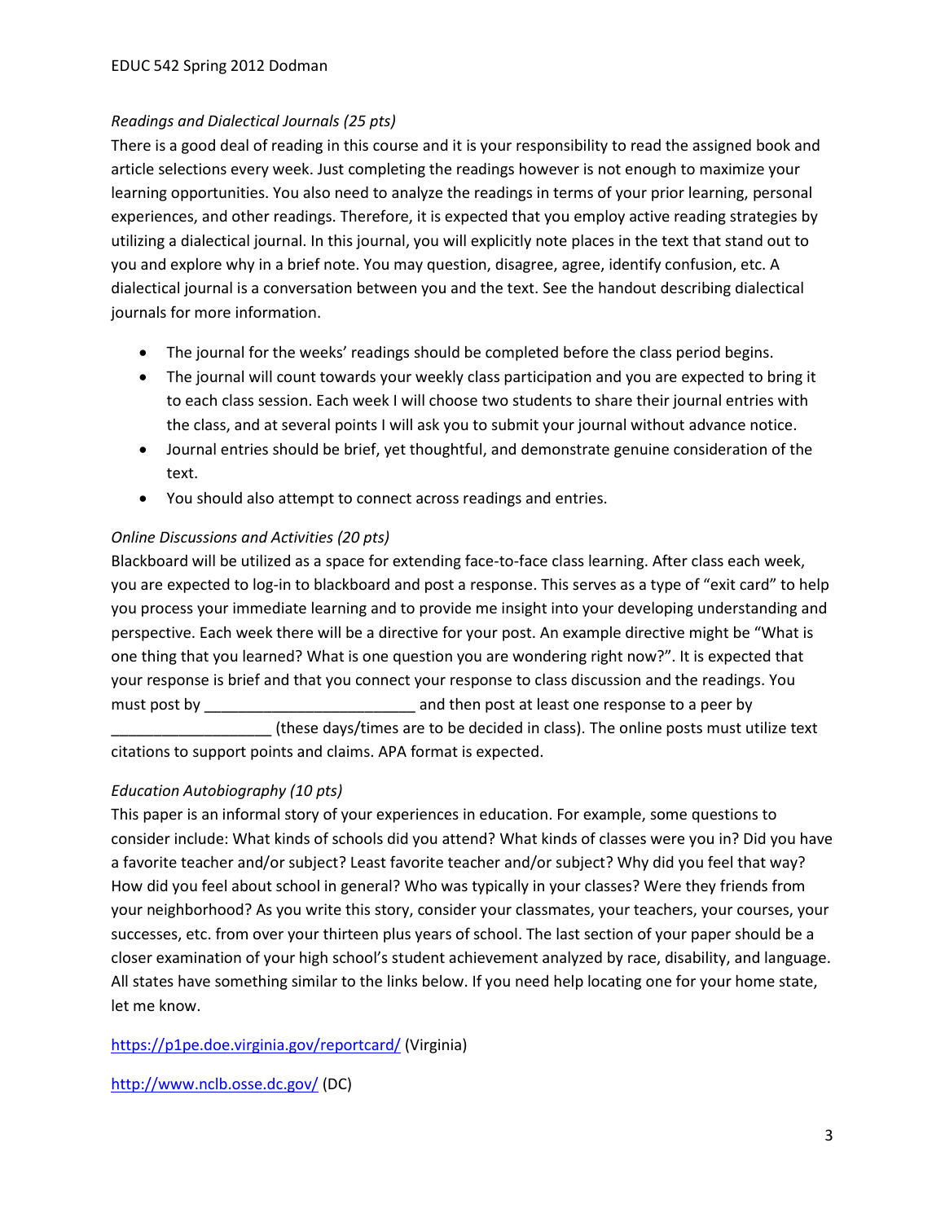*Readings and Dialectical Journals (25 pts)*

There is a good deal of reading in this course and it is your responsibility to read the assigned book and article selections every week. Just completing the readings however is not enough to maximize your learning opportunities. You also need to analyze the readings in terms of your prior learning, personal experiences, and other readings. Therefore, it is expected that you employ active reading strategies by utilizing a dialectical journal. In this journal, you will explicitly note places in the text that stand out to you and explore why in a brief note. You may question, disagree, agree, identify confusion, etc. A dialectical journal is a conversation between you and the text. See the handout describing dialectical journals for more information.

- The journal for the weeks' readings should be completed before the class period begins.
- The journal will count towards your weekly class participation and you are expected to bring it to each class session. Each week I will choose two students to share their journal entries with the class, and at several points I will ask you to submit your journal without advance notice.
- Journal entries should be brief, yet thoughtful, and demonstrate genuine consideration of the text.
- You should also attempt to connect across readings and entries.

*Online Discussions and Activities (20 pts)*

Blackboard will be utilized as a space for extending face-to-face class learning. After class each week, you are expected to log-in to blackboard and post a response. This serves as a type of "exit card" to help you process your immediate learning and to provide me insight into your developing understanding and perspective. Each week there will be a directive for your post. An example directive might be "What is one thing that you learned? What is one question you are wondering right now?". It is expected that your response is brief and that you connect your response to class discussion and the readings. You must post by _________________________ and then post at least one response to a peer by ___________________ (these days/times are to be decided in class). The online posts must utilize text citations to support points and claims. APA format is expected.

*Education Autobiography (10 pts)*

This paper is an informal story of your experiences in education. For example, some questions to consider include: What kinds of schools did you attend? What kinds of classes were you in? Did you have a favorite teacher and/or subject? Least favorite teacher and/or subject? Why did you feel that way? How did you feel about school in general? Who was typically in your classes? Were they friends from your neighborhood? As you write this story, consider your classmates, your teachers, your courses, your successes, etc. from over your thirteen plus years of school. The last section of your paper should be a closer examination of your high school's student achievement analyzed by race, disability, and language. All states have something similar to the links below. If you need help locating one for your home state, let me know.

https://p1pe.doe.virginia.gov/reportcard/ (Virginia)

http://www.nclb.osse.dc.gov/ (DC)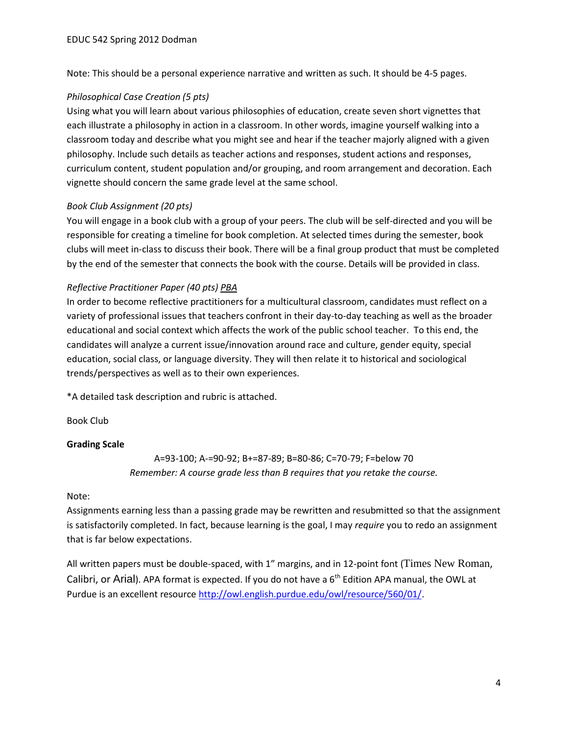Note: This should be a personal experience narrative and written as such. It should be 4-5 pages.

*Philosophical Case Creation (5 pts)*
Using what you will learn about various philosophies of education, create seven short vignettes that each illustrate a philosophy in action in a classroom. In other words, imagine yourself walking into a classroom today and describe what you might see and hear if the teacher majorly aligned with a given philosophy. Include such details as teacher actions and responses, student actions and responses, curriculum content, student population and/or grouping, and room arrangement and decoration. Each vignette should concern the same grade level at the same school.

*Book Club Assignment (20 pts)*
You will engage in a book club with a group of your peers. The club will be self-directed and you will be responsible for creating a timeline for book completion. At selected times during the semester, book clubs will meet in-class to discuss their book. There will be a final group product that must be completed by the end of the semester that connects the book with the course. Details will be provided in class.

*Reflective Practitioner Paper (40 pts) PBA*
In order to become reflective practitioners for a multicultural classroom, candidates must reflect on a variety of professional issues that teachers confront in their day-to-day teaching as well as the broader educational and social context which affects the work of the public school teacher. To this end, the candidates will analyze a current issue/innovation around race and culture, gender equity, special education, social class, or language diversity. They will then relate it to historical and sociological trends/perspectives as well as to their own experiences.

*A detailed task description and rubric is attached.

Book Club

**Grading Scale**

A=93-100; A-=90-92; B+=87-89; B=80-86; C=70-79; F=below 70
*Remember: A course grade less than B requires that you retake the course.*

Note:
Assignments earning less than a passing grade may be rewritten and resubmitted so that the assignment is satisfactorily completed. In fact, because learning is the goal, I may *require* you to redo an assignment that is far below expectations.

All written papers must be double-spaced, with 1" margins, and in 12-point font (Times New Roman, Calibri, or Arial). APA format is expected. If you do not have a 6th Edition APA manual, the OWL at Purdue is an excellent resource http://owl.english.purdue.edu/owl/resource/560/01/.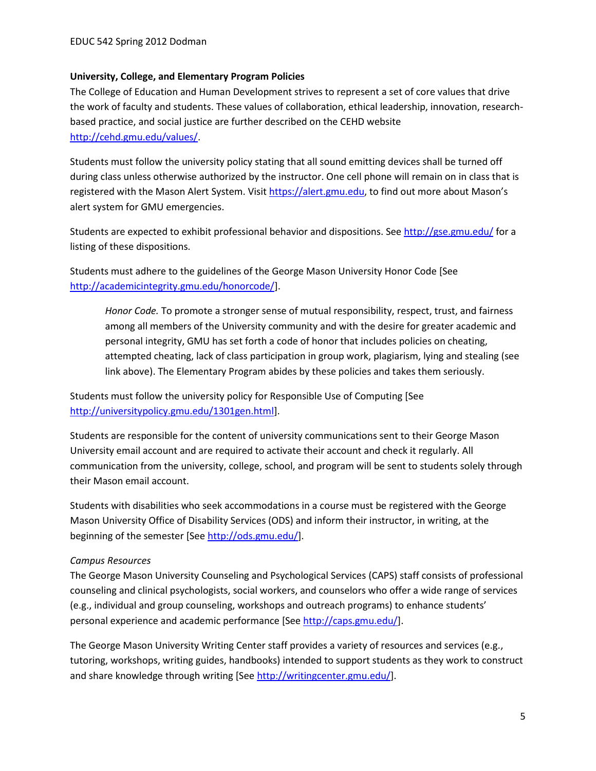**University, College, and Elementary Program Policies**

The College of Education and Human Development strives to represent a set of core values that drive the work of faculty and students. These values of collaboration, ethical leadership, innovation, research-based practice, and social justice are further described on the CEHD website http://cehd.gmu.edu/values/.

Students must follow the university policy stating that all sound emitting devices shall be turned off during class unless otherwise authorized by the instructor. One cell phone will remain on in class that is registered with the Mason Alert System. Visit https://alert.gmu.edu, to find out more about Mason's alert system for GMU emergencies.

Students are expected to exhibit professional behavior and dispositions. See http://gse.gmu.edu/ for a listing of these dispositions.

Students must adhere to the guidelines of the George Mason University Honor Code [See http://academicintegrity.gmu.edu/honorcode/].

> *Honor Code.* To promote a stronger sense of mutual responsibility, respect, trust, and fairness among all members of the University community and with the desire for greater academic and personal integrity, GMU has set forth a code of honor that includes policies on cheating, attempted cheating, lack of class participation in group work, plagiarism, lying and stealing (see link above). The Elementary Program abides by these policies and takes them seriously.

Students must follow the university policy for Responsible Use of Computing [See http://universitypolicy.gmu.edu/1301gen.html].

Students are responsible for the content of university communications sent to their George Mason University email account and are required to activate their account and check it regularly. All communication from the university, college, school, and program will be sent to students solely through their Mason email account.

Students with disabilities who seek accommodations in a course must be registered with the George Mason University Office of Disability Services (ODS) and inform their instructor, in writing, at the beginning of the semester [See http://ods.gmu.edu/].

*Campus Resources*

The George Mason University Counseling and Psychological Services (CAPS) staff consists of professional counseling and clinical psychologists, social workers, and counselors who offer a wide range of services (e.g., individual and group counseling, workshops and outreach programs) to enhance students' personal experience and academic performance [See http://caps.gmu.edu/].

The George Mason University Writing Center staff provides a variety of resources and services (e.g., tutoring, workshops, writing guides, handbooks) intended to support students as they work to construct and share knowledge through writing [See http://writingcenter.gmu.edu/].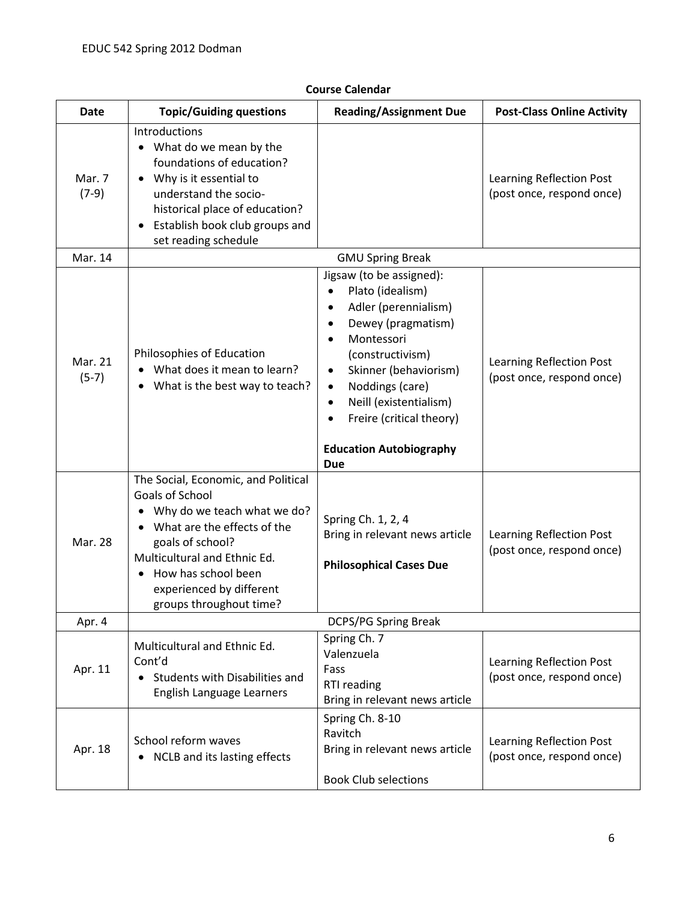**Course Calendar**

| Date | Topic/Guiding questions | Reading/Assignment Due | Post-Class Online Activity |
|---|---|---|---|
| Mar. 7 (7-9) | Introductions<br>• What do we mean by the foundations of education?<br>• Why is it essential to understand the socio-historical place of education?<br>• Establish book club groups and set reading schedule | | Learning Reflection Post (post once, respond once) |
| Mar. 14 | GMU Spring Break | | |
| Mar. 21 (5-7) | Philosophies of Education<br>• What does it mean to learn?<br>• What is the best way to teach? | Jigsaw (to be assigned):<br>• Plato (idealism)<br>• Adler (perennialism)<br>• Dewey (pragmatism)<br>• Montessori (constructivism)<br>• Skinner (behaviorism)<br>• Noddings (care)<br>• Neill (existentialism)<br>• Freire (critical theory)<br><br>**Education Autobiography Due** | Learning Reflection Post (post once, respond once) |
| Mar. 28 | The Social, Economic, and Political Goals of School<br>• Why do we teach what we do?<br>• What are the effects of the goals of school?<br>Multicultural and Ethnic Ed.<br>• How has school been experienced by different groups throughout time? | Spring Ch. 1, 2, 4<br>Bring in relevant news article<br><br>**Philosophical Cases Due** | Learning Reflection Post (post once, respond once) |
| Apr. 4 | DCPS/PG Spring Break | | |
| Apr. 11 | Multicultural and Ethnic Ed. Cont'd<br>• Students with Disabilities and English Language Learners | Spring Ch. 7<br>Valenzuela<br>Fass<br>RTI reading<br>Bring in relevant news article | Learning Reflection Post (post once, respond once) |
| Apr. 18 | School reform waves<br>• NCLB and its lasting effects | Spring Ch. 8-10<br>Ravitch<br>Bring in relevant news article<br><br>Book Club selections | Learning Reflection Post (post once, respond once) |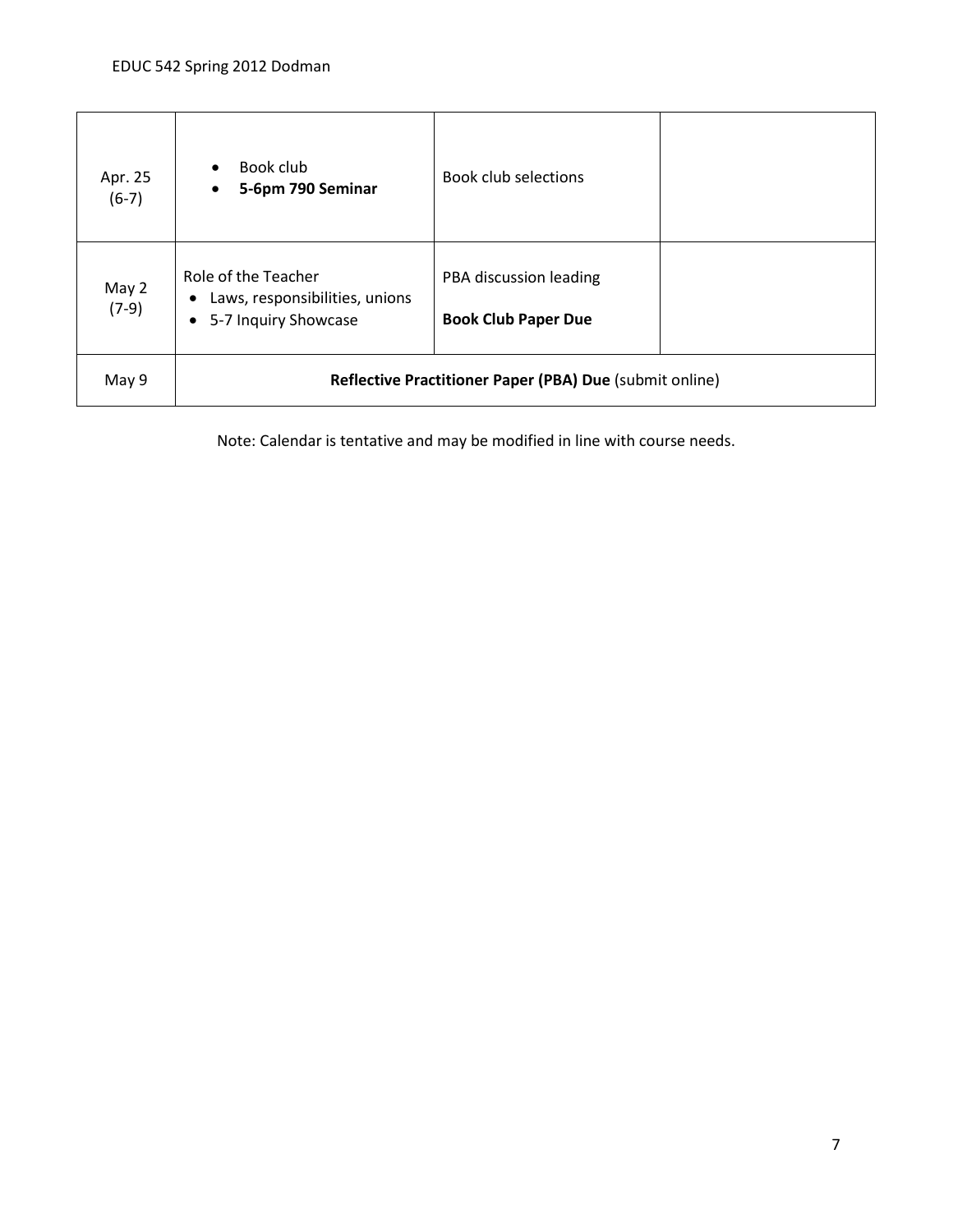| | | | |
|---|---|---|---|
| Apr. 25 (6-7) | • Book club<br>• **5-6pm 790 Seminar** | Book club selections | |
| May 2 (7-9) | Role of the Teacher<br>• Laws, responsibilities, unions<br>• 5-7 Inquiry Showcase | PBA discussion leading<br>**Book Club Paper Due** | |
| May 9 | **Reflective Practitioner Paper (PBA) Due** (submit online) | | |

Note: Calendar is tentative and may be modified in line with course needs.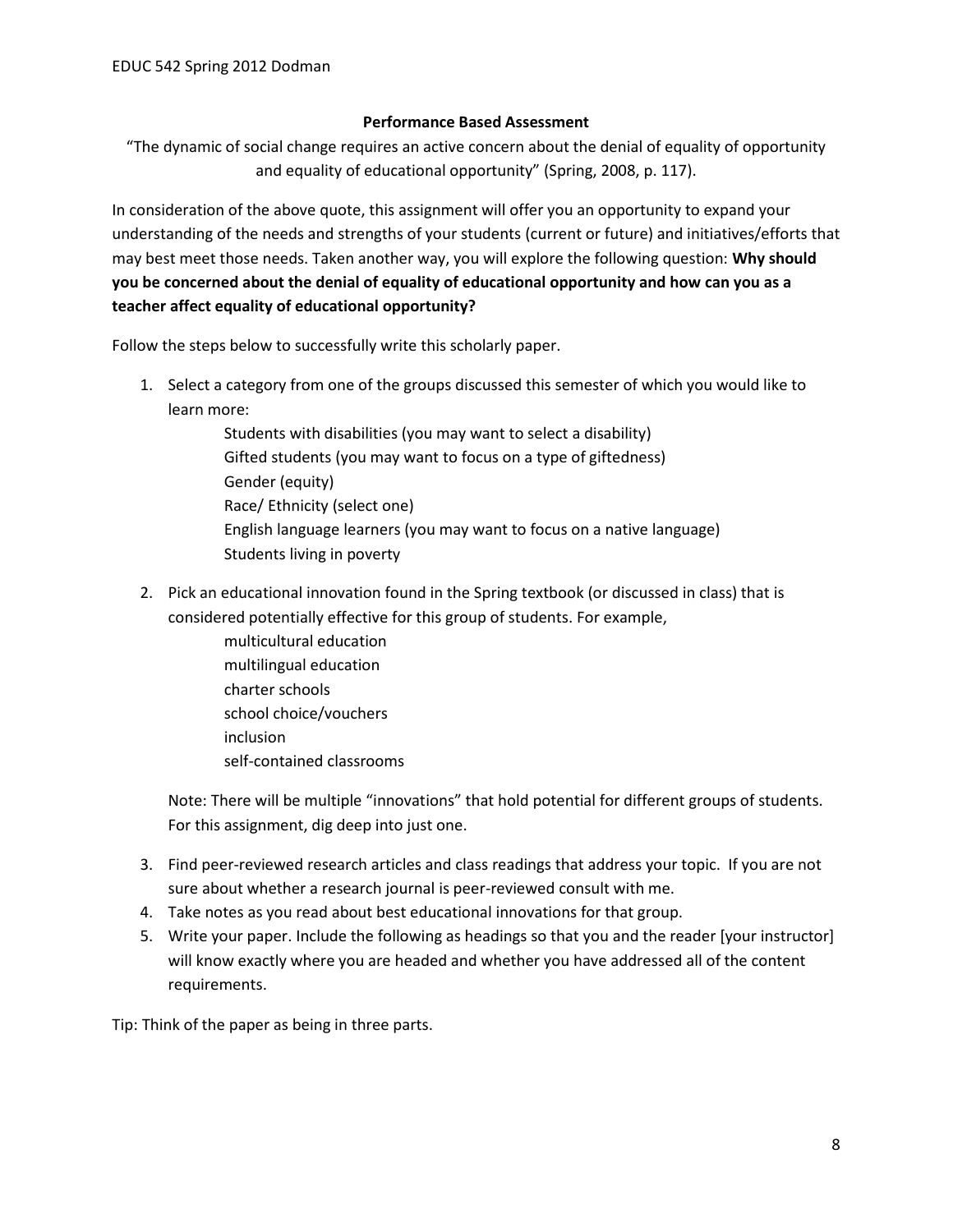**Performance Based Assessment**

"The dynamic of social change requires an active concern about the denial of equality of opportunity and equality of educational opportunity" (Spring, 2008, p. 117).

In consideration of the above quote, this assignment will offer you an opportunity to expand your understanding of the needs and strengths of your students (current or future) and initiatives/efforts that may best meet those needs. Taken another way, you will explore the following question: **Why should you be concerned about the denial of equality of educational opportunity and how can you as a teacher affect equality of educational opportunity?**

Follow the steps below to successfully write this scholarly paper.

1. Select a category from one of the groups discussed this semester of which you would like to learn more:

    Students with disabilities (you may want to select a disability)
    Gifted students (you may want to focus on a type of giftedness)
    Gender (equity)
    Race/ Ethnicity (select one)
    English language learners (you may want to focus on a native language)
    Students living in poverty

2. Pick an educational innovation found in the Spring textbook (or discussed in class) that is considered potentially effective for this group of students. For example,

    multicultural education
    multilingual education
    charter schools
    school choice/vouchers
    inclusion
    self-contained classrooms

    Note: There will be multiple "innovations" that hold potential for different groups of students. For this assignment, dig deep into just one.

3. Find peer-reviewed research articles and class readings that address your topic. If you are not sure about whether a research journal is peer-reviewed consult with me.
4. Take notes as you read about best educational innovations for that group.
5. Write your paper. Include the following as headings so that you and the reader [your instructor] will know exactly where you are headed and whether you have addressed all of the content requirements.

Tip: Think of the paper as being in three parts.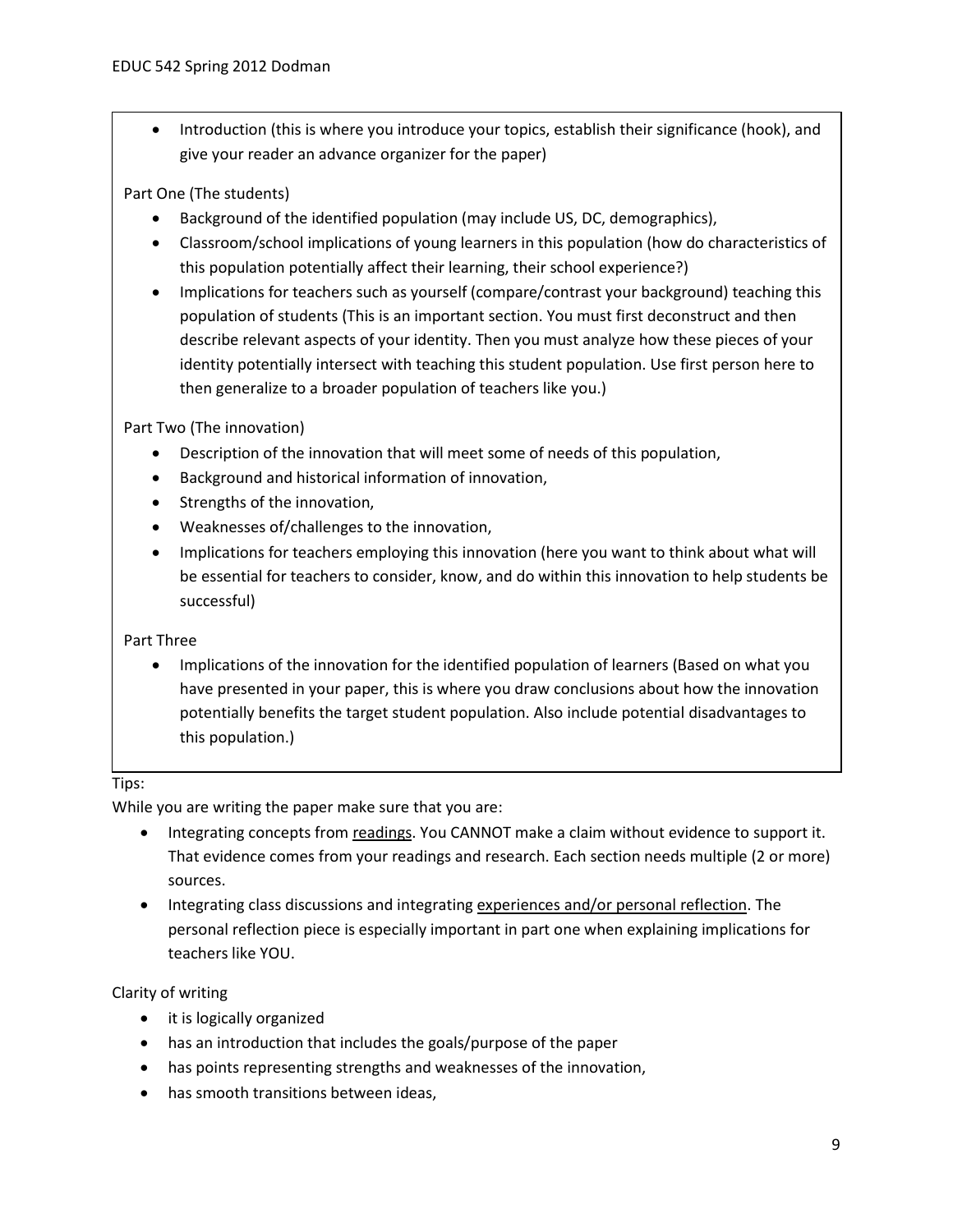- Introduction (this is where you introduce your topics, establish their significance (hook), and give your reader an advance organizer for the paper)

Part One (The students)

- Background of the identified population (may include US, DC, demographics),
- Classroom/school implications of young learners in this population (how do characteristics of this population potentially affect their learning, their school experience?)
- Implications for teachers such as yourself (compare/contrast your background) teaching this population of students (This is an important section. You must first deconstruct and then describe relevant aspects of your identity. Then you must analyze how these pieces of your identity potentially intersect with teaching this student population. Use first person here to then generalize to a broader population of teachers like you.)

Part Two (The innovation)

- Description of the innovation that will meet some of needs of this population,
- Background and historical information of innovation,
- Strengths of the innovation,
- Weaknesses of/challenges to the innovation,
- Implications for teachers employing this innovation (here you want to think about what will be essential for teachers to consider, know, and do within this innovation to help students be successful)

Part Three

- Implications of the innovation for the identified population of learners (Based on what you have presented in your paper, this is where you draw conclusions about how the innovation potentially benefits the target student population. Also include potential disadvantages to this population.)

Tips:

While you are writing the paper make sure that you are:

- Integrating concepts from <u>readings</u>. You CANNOT make a claim without evidence to support it. That evidence comes from your readings and research. Each section needs multiple (2 or more) sources.
- Integrating class discussions and integrating <u>experiences and/or personal reflection</u>. The personal reflection piece is especially important in part one when explaining implications for teachers like YOU.

Clarity of writing

- it is logically organized
- has an introduction that includes the goals/purpose of the paper
- has points representing strengths and weaknesses of the innovation,
- has smooth transitions between ideas,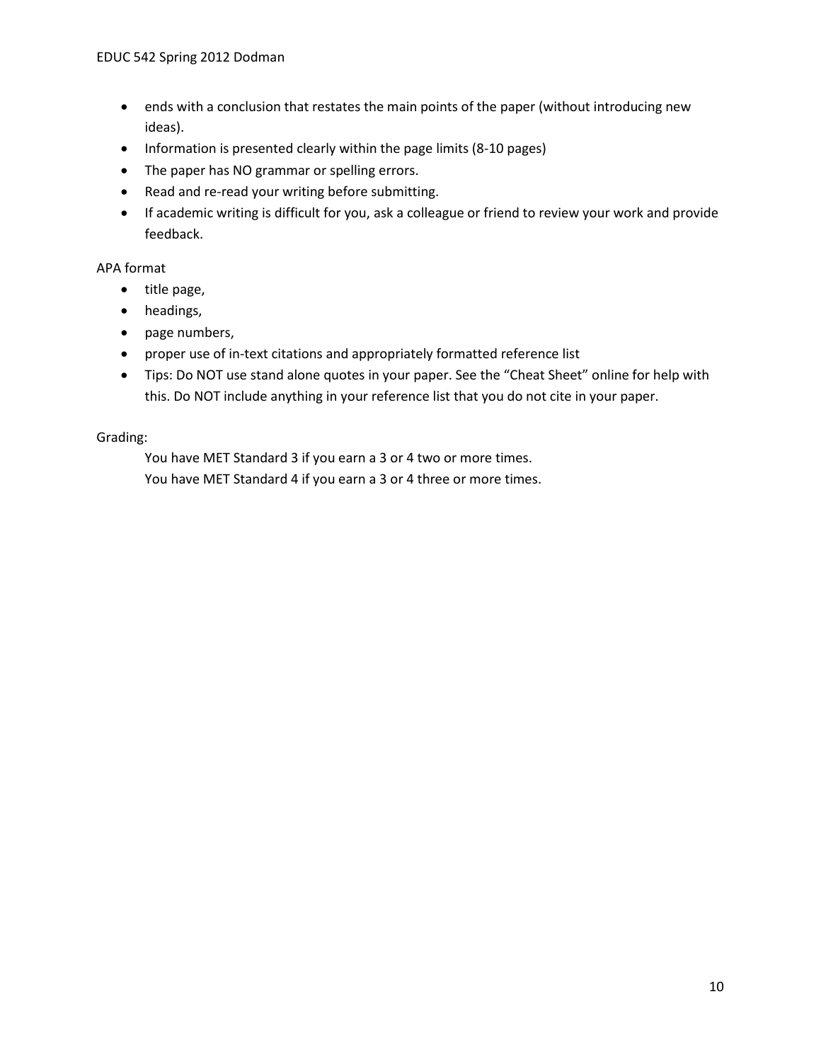- ends with a conclusion that restates the main points of the paper (without introducing new ideas).
- Information is presented clearly within the page limits (8-10 pages)
- The paper has NO grammar or spelling errors.
- Read and re-read your writing before submitting.
- If academic writing is difficult for you, ask a colleague or friend to review your work and provide feedback.

APA format

- title page,
- headings,
- page numbers,
- proper use of in-text citations and appropriately formatted reference list
- Tips: Do NOT use stand alone quotes in your paper. See the "Cheat Sheet" online for help with this. Do NOT include anything in your reference list that you do not cite in your paper.

Grading:

You have MET Standard 3 if you earn a 3 or 4 two or more times.
You have MET Standard 4 if you earn a 3 or 4 three or more times.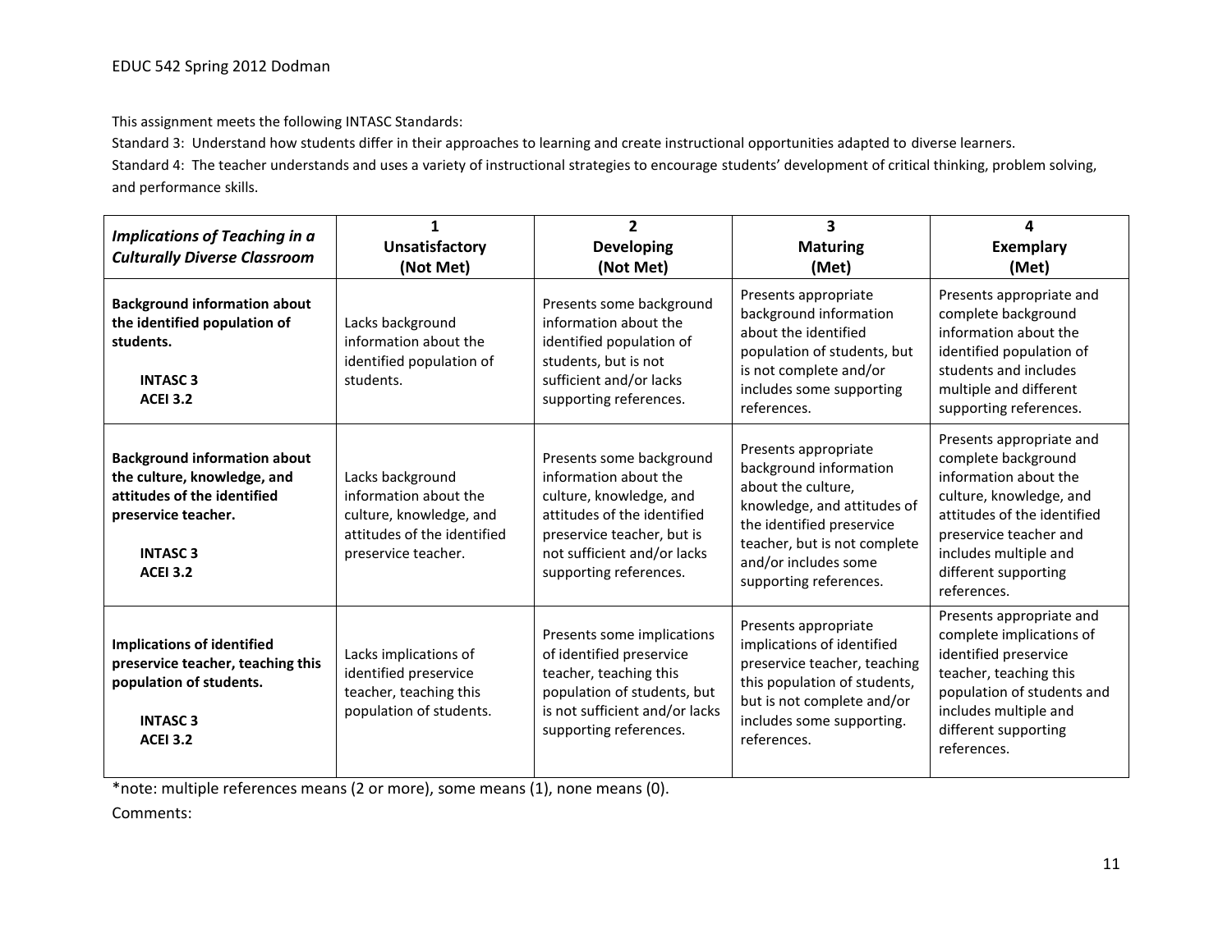This assignment meets the following INTASC Standards:

Standard 3: Understand how students differ in their approaches to learning and create instructional opportunities adapted to diverse learners.

Standard 4: The teacher understands and uses a variety of instructional strategies to encourage students' development of critical thinking, problem solving, and performance skills.

| ***Implications of Teaching in a Culturally Diverse Classroom*** | **1 Unsatisfactory (Not Met)** | **2 Developing (Not Met)** | **3 Maturing (Met)** | **4 Exemplary (Met)** |
|---|---|---|---|---|
| **Background information about the identified population of students.** <br> **INTASC 3** <br> **ACEI 3.2** | Lacks background information about the identified population of students. | Presents some background information about the identified population of students, but is not sufficient and/or lacks supporting references. | Presents appropriate background information about the identified population of students, but is not complete and/or includes some supporting references. | Presents appropriate and complete background information about the identified population of students and includes multiple and different supporting references. |
| **Background information about the culture, knowledge, and attitudes of the identified preservice teacher.** <br> **INTASC 3** <br> **ACEI 3.2** | Lacks background information about the culture, knowledge, and attitudes of the identified preservice teacher. | Presents some background information about the culture, knowledge, and attitudes of the identified preservice teacher, but is not sufficient and/or lacks supporting references. | Presents appropriate background information about the culture, knowledge, and attitudes of the identified preservice teacher, but is not complete and/or includes some supporting references. | Presents appropriate and complete background information about the culture, knowledge, and attitudes of the identified preservice teacher and includes multiple and different supporting references. |
| **Implications of identified preservice teacher, teaching this population of students.** <br> **INTASC 3** <br> **ACEI 3.2** | Lacks implications of identified preservice teacher, teaching this population of students. | Presents some implications of identified preservice teacher, teaching this population of students, but is not sufficient and/or lacks supporting references. | Presents appropriate implications of identified preservice teacher, teaching this population of students, but is not complete and/or includes some supporting. references. | Presents appropriate and complete implications of identified preservice teacher, teaching this population of students and includes multiple and different supporting references. |

*note: multiple references means (2 or more), some means (1), none means (0).

Comments: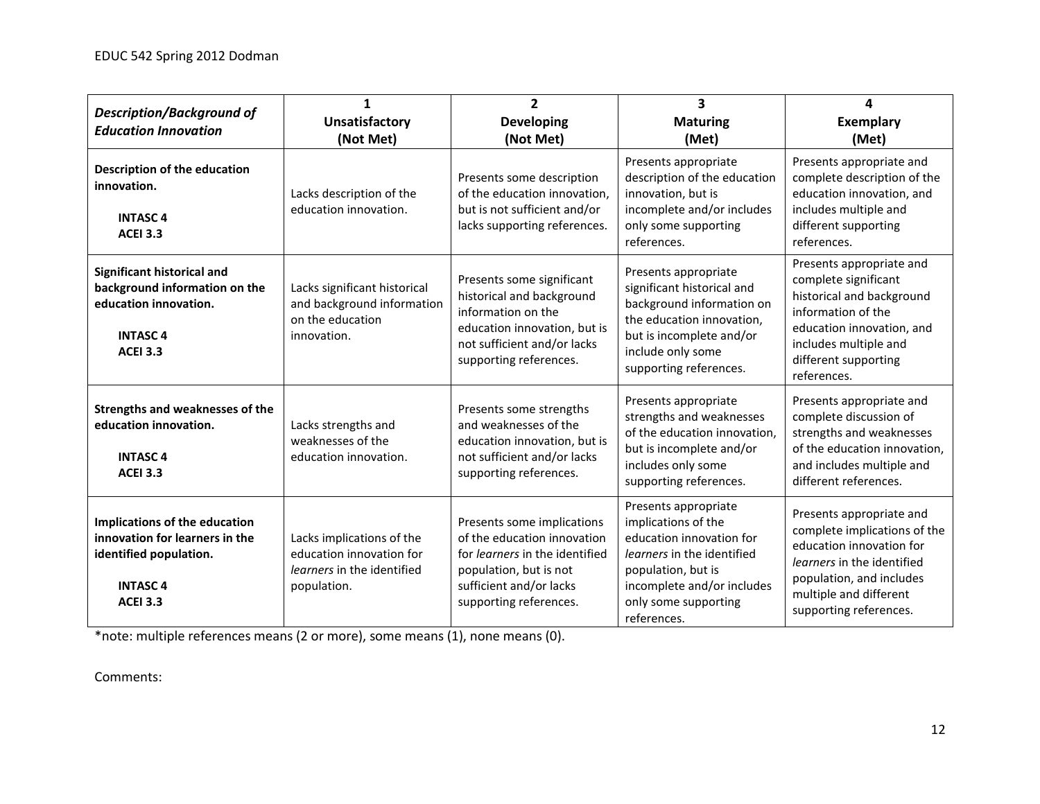| *Description/Background of Education Innovation* | 1 **Unsatisfactory (Not Met)** | 2 **Developing (Not Met)** | 3 **Maturing (Met)** | 4 **Exemplary (Met)** |
|---|---|---|---|---|
| **Description of the education innovation.** <br><br> **INTASC 4** <br> **ACEI 3.3** | Lacks description of the education innovation. | Presents some description of the education innovation, but is not sufficient and/or lacks supporting references. | Presents appropriate description of the education innovation, but is incomplete and/or includes only some supporting references. | Presents appropriate and complete description of the education innovation, and includes multiple and different supporting references. |
| **Significant historical and background information on the education innovation.** <br><br> **INTASC 4** <br> **ACEI 3.3** | Lacks significant historical and background information on the education innovation. | Presents some significant historical and background information on the education innovation, but is not sufficient and/or lacks supporting references. | Presents appropriate significant historical and background information on the education innovation, but is incomplete and/or include only some supporting references. | Presents appropriate and complete significant historical and background information of the education innovation, and includes multiple and different supporting references. |
| **Strengths and weaknesses of the education innovation.** <br><br> **INTASC 4** <br> **ACEI 3.3** | Lacks strengths and weaknesses of the education innovation. | Presents some strengths and weaknesses of the education innovation, but is not sufficient and/or lacks supporting references. | Presents appropriate strengths and weaknesses of the education innovation, but is incomplete and/or includes only some supporting references. | Presents appropriate and complete discussion of strengths and weaknesses of the education innovation, and includes multiple and different references. |
| **Implications of the education innovation for learners in the identified population.** <br><br> **INTASC 4** <br> **ACEI 3.3** | Lacks implications of the education innovation for *learners* in the identified population. | Presents some implications of the education innovation for *learners* in the identified population, but is not sufficient and/or lacks supporting references. | Presents appropriate implications of the education innovation for *learners* in the identified population, but is incomplete and/or includes only some supporting references. | Presents appropriate and complete implications of the education innovation for *learners* in the identified population, and includes multiple and different supporting references. |

*note: multiple references means (2 or more), some means (1), none means (0).

Comments: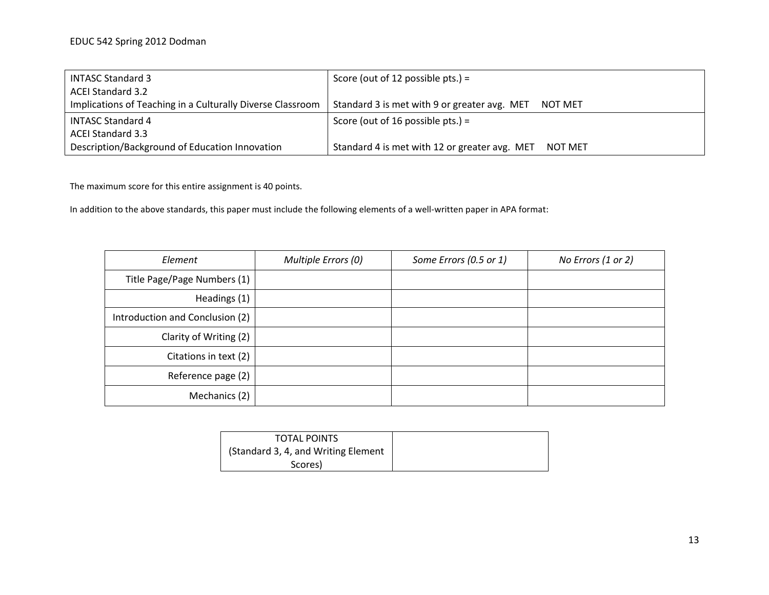| | |
|---|---|
| INTASC Standard 3<br>ACEI Standard 3.2<br>Implications of Teaching in a Culturally Diverse Classroom | Score (out of 12 possible pts.) =<br><br>Standard 3 is met with 9 or greater avg. MET NOT MET |
| INTASC Standard 4<br>ACEI Standard 3.3<br>Description/Background of Education Innovation | Score (out of 16 possible pts.) =<br><br>Standard 4 is met with 12 or greater avg. MET NOT MET |

The maximum score for this entire assignment is 40 points.

In addition to the above standards, this paper must include the following elements of a well-written paper in APA format:

| *Element* | *Multiple Errors (0)* | *Some Errors (0.5 or 1)* | *No Errors (1 or 2)* |
|---|---|---|---|
| Title Page/Page Numbers (1) | | | |
| Headings (1) | | | |
| Introduction and Conclusion (2) | | | |
| Clarity of Writing (2) | | | |
| Citations in text (2) | | | |
| Reference page (2) | | | |
| Mechanics (2) | | | |

| | |
|---|---|
| TOTAL POINTS (Standard 3, 4, and Writing Element Scores) | |